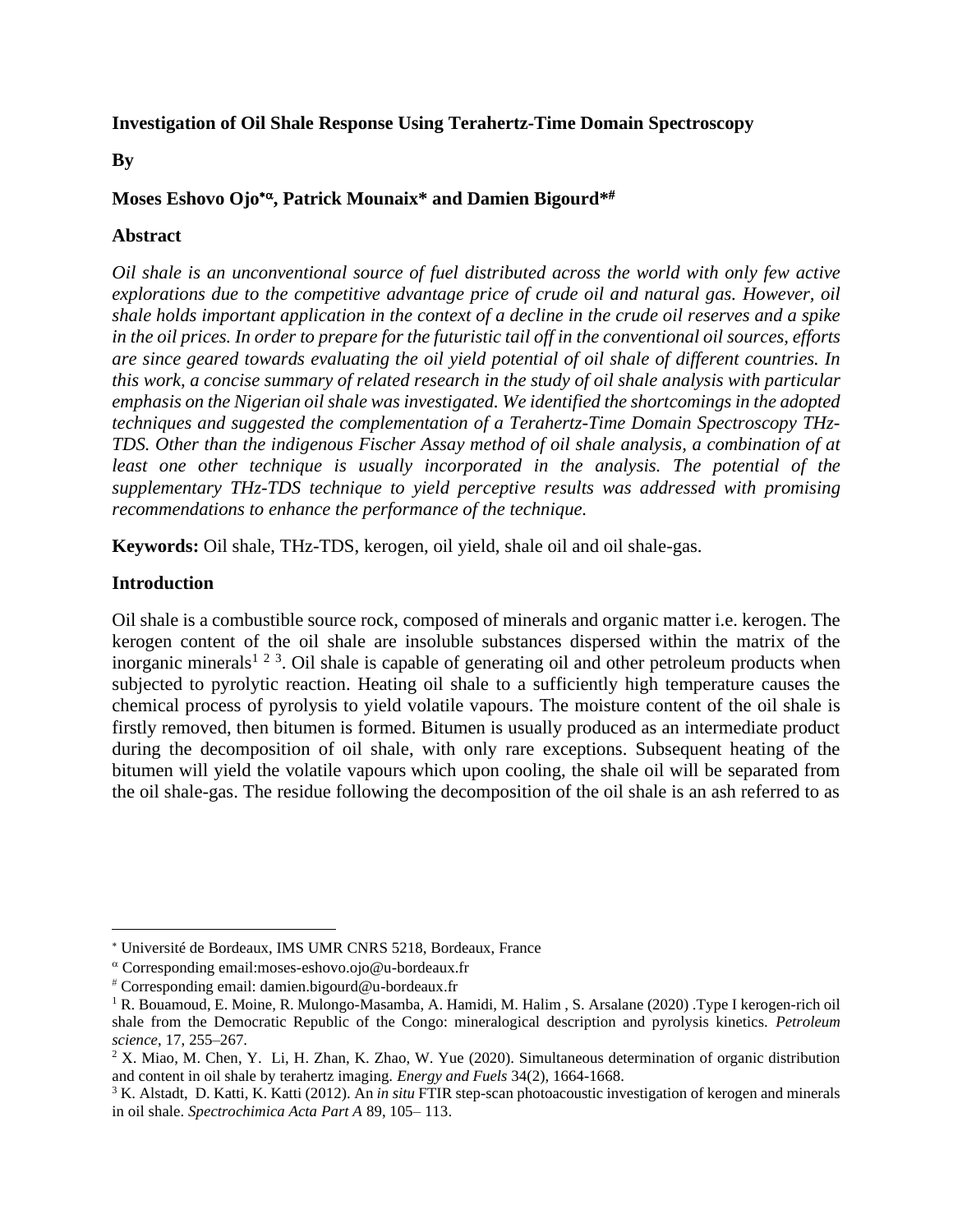**Investigation of Oil Shale Response Using Terahertz-Time Domain Spectroscopy**

**By**

**Moses Eshovo Ojo[\*α], Patrick Mounaix[\*] and Damien Bigourd[\*#]**

## Abstract

*Oil shale is an unconventional source of fuel distributed across the world with only few active explorations due to the competitive advantage price of crude oil and natural gas. However, oil shale holds important application in the context of a decline in the crude oil reserves and a spike in the oil prices. In order to prepare for the futuristic tail off in the conventional oil sources, efforts are since geared towards evaluating the oil yield potential of oil shale of different countries. In this work, a concise summary of related research in the study of oil shale analysis with particular emphasis on the Nigerian oil shale was investigated. We identified the shortcomings in the adopted techniques and suggested the complementation of a Terahertz-Time Domain Spectroscopy THz-TDS. Other than the indigenous Fischer Assay method of oil shale analysis, a combination of at least one other technique is usually incorporated in the analysis. The potential of the supplementary THz-TDS technique to yield perceptive results was addressed with promising recommendations to enhance the performance of the technique.*

**Keywords:** Oil shale, THz-TDS, kerogen, oil yield, shale oil and oil shale-gas.

## Introduction

Oil shale is a combustible source rock, composed of minerals and organic matter i.e. kerogen. The kerogen content of the oil shale are insoluble substances dispersed within the matrix of the inorganic minerals[1 2 3]. Oil shale is capable of generating oil and other petroleum products when subjected to pyrolytic reaction. Heating oil shale to a sufficiently high temperature causes the chemical process of pyrolysis to yield volatile vapours. The moisture content of the oil shale is firstly removed, then bitumen is formed. Bitumen is usually produced as an intermediate product during the decomposition of oil shale, with only rare exceptions. Subsequent heating of the bitumen will yield the volatile vapours which upon cooling, the shale oil will be separated from the oil shale-gas. The residue following the decomposition of the oil shale is an ash referred to as

---

[\*] Université de Bordeaux, IMS UMR CNRS 5218, Bordeaux, France

[α] Corresponding email:moses-eshovo.ojo@u-bordeaux.fr

[#] Corresponding email: damien.bigourd@u-bordeaux.fr

[1] R. Bouamoud, E. Moine, R. Mulongo-Masamba, A. Hamidi, M. Halim , S. Arsalane (2020) .Type I kerogen-rich oil shale from the Democratic Republic of the Congo: mineralogical description and pyrolysis kinetics. *Petroleum science*, 17, 255–267.

[2] X. Miao, M. Chen, Y. Li, H. Zhan, K. Zhao, W. Yue (2020). Simultaneous determination of organic distribution and content in oil shale by terahertz imaging. *Energy and Fuels* 34(2), 1664-1668.

[3] K. Alstadt, D. Katti, K. Katti (2012). An *in situ* FTIR step-scan photoacoustic investigation of kerogen and minerals in oil shale. *Spectrochimica Acta Part A* 89, 105– 113.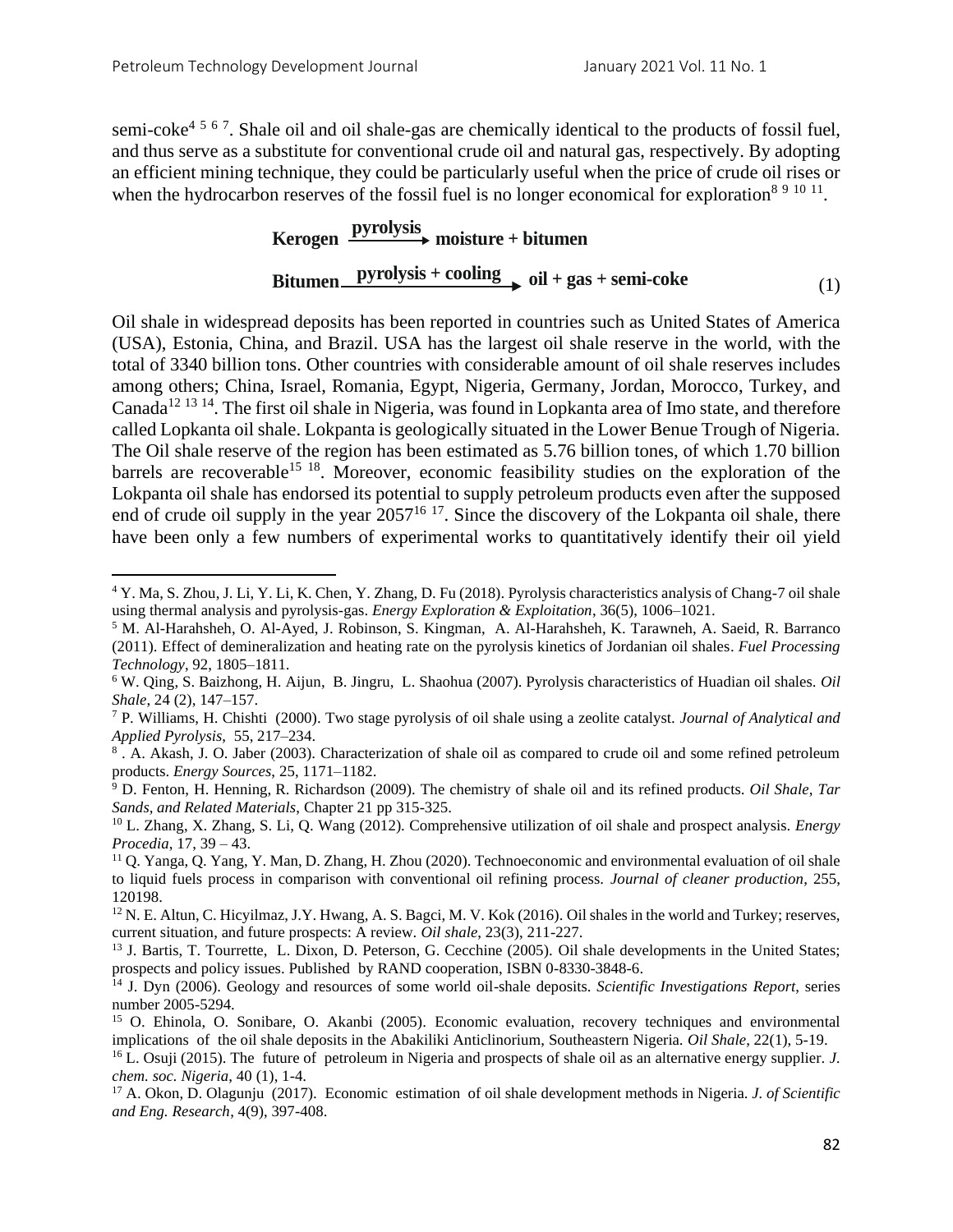semi-coke[4 5 6 7]. Shale oil and oil shale-gas are chemically identical to the products of fossil fuel, and thus serve as a substitute for conventional crude oil and natural gas, respectively. By adopting an efficient mining technique, they could be particularly useful when the price of crude oil rises or when the hydrocarbon reserves of the fossil fuel is no longer economical for exploration[8 9 10 11].

$$\textbf{Kerogen} \xrightarrow{\textbf{pyrolysis}} \textbf{moisture + bitumen}$$

$$\textbf{Bitumen} \xrightarrow{\textbf{pyrolysis + cooling}} \textbf{oil + gas + semi-coke} \tag{1}$$

Oil shale in widespread deposits has been reported in countries such as United States of America (USA), Estonia, China, and Brazil. USA has the largest oil shale reserve in the world, with the total of 3340 billion tons. Other countries with considerable amount of oil shale reserves includes among others; China, Israel, Romania, Egypt, Nigeria, Germany, Jordan, Morocco, Turkey, and Canada[12 13 14]. The first oil shale in Nigeria, was found in Lopkanta area of Imo state, and therefore called Lopkanta oil shale. Lokpanta is geologically situated in the Lower Benue Trough of Nigeria. The Oil shale reserve of the region has been estimated as 5.76 billion tones, of which 1.70 billion barrels are recoverable[15 18]. Moreover, economic feasibility studies on the exploration of the Lokpanta oil shale has endorsed its potential to supply petroleum products even after the supposed end of crude oil supply in the year 2057[16 17]. Since the discovery of the Lokpanta oil shale, there have been only a few numbers of experimental works to quantitatively identify their oil yield

---

[4] Y. Ma, S. Zhou, J. Li, Y. Li, K. Chen, Y. Zhang, D. Fu (2018). Pyrolysis characteristics analysis of Chang-7 oil shale using thermal analysis and pyrolysis-gas. *Energy Exploration & Exploitation*, 36(5), 1006–1021.

[5] M. Al-Harahsheh, O. Al-Ayed, J. Robinson, S. Kingman, A. Al-Harahsheh, K. Tarawneh, A. Saeid, R. Barranco (2011). Effect of demineralization and heating rate on the pyrolysis kinetics of Jordanian oil shales. *Fuel Processing Technology*, 92, 1805–1811.

[6] W. Qing, S. Baizhong, H. Aijun, B. Jingru, L. Shaohua (2007). Pyrolysis characteristics of Huadian oil shales. *Oil Shale*, 24 (2), 147–157.

[7] P. Williams, H. Chishti (2000). Two stage pyrolysis of oil shale using a zeolite catalyst. *Journal of Analytical and Applied Pyrolysis*, 55, 217–234.

[8] . A. Akash, J. O. Jaber (2003). Characterization of shale oil as compared to crude oil and some refined petroleum products. *Energy Sources*, 25, 1171–1182.

[9] D. Fenton, H. Henning, R. Richardson (2009). The chemistry of shale oil and its refined products. *Oil Shale, Tar Sands, and Related Materials*, Chapter 21 pp 315-325.

[10] L. Zhang, X. Zhang, S. Li, Q. Wang (2012). Comprehensive utilization of oil shale and prospect analysis. *Energy Procedia*, 17, 39 – 43.

[11] Q. Yanga, Q. Yang, Y. Man, D. Zhang, H. Zhou (2020). Technoeconomic and environmental evaluation of oil shale to liquid fuels process in comparison with conventional oil refining process. *Journal of cleaner production*, 255, 120198.

[12] N. E. Altun, C. Hicyilmaz, J.Y. Hwang, A. S. Bagci, M. V. Kok (2016). Oil shales in the world and Turkey; reserves, current situation, and future prospects: A review. *Oil shale*, 23(3), 211-227.

[13] J. Bartis, T. Tourrette, L. Dixon, D. Peterson, G. Cecchine (2005). Oil shale developments in the United States; prospects and policy issues. Published by RAND cooperation, ISBN 0-8330-3848-6.

[14] J. Dyn (2006). Geology and resources of some world oil-shale deposits. *Scientific Investigations Report*, series number 2005-5294.

[15] O. Ehinola, O. Sonibare, O. Akanbi (2005). Economic evaluation, recovery techniques and environmental implications of the oil shale deposits in the Abakiliki Anticlinorium, Southeastern Nigeria. *Oil Shale*, 22(1), 5-19.

[16] L. Osuji (2015). The future of petroleum in Nigeria and prospects of shale oil as an alternative energy supplier. *J. chem. soc. Nigeria*, 40 (1), 1-4.

[17] A. Okon, D. Olagunju (2017). Economic estimation of oil shale development methods in Nigeria. *J. of Scientific and Eng. Research*, 4(9), 397-408.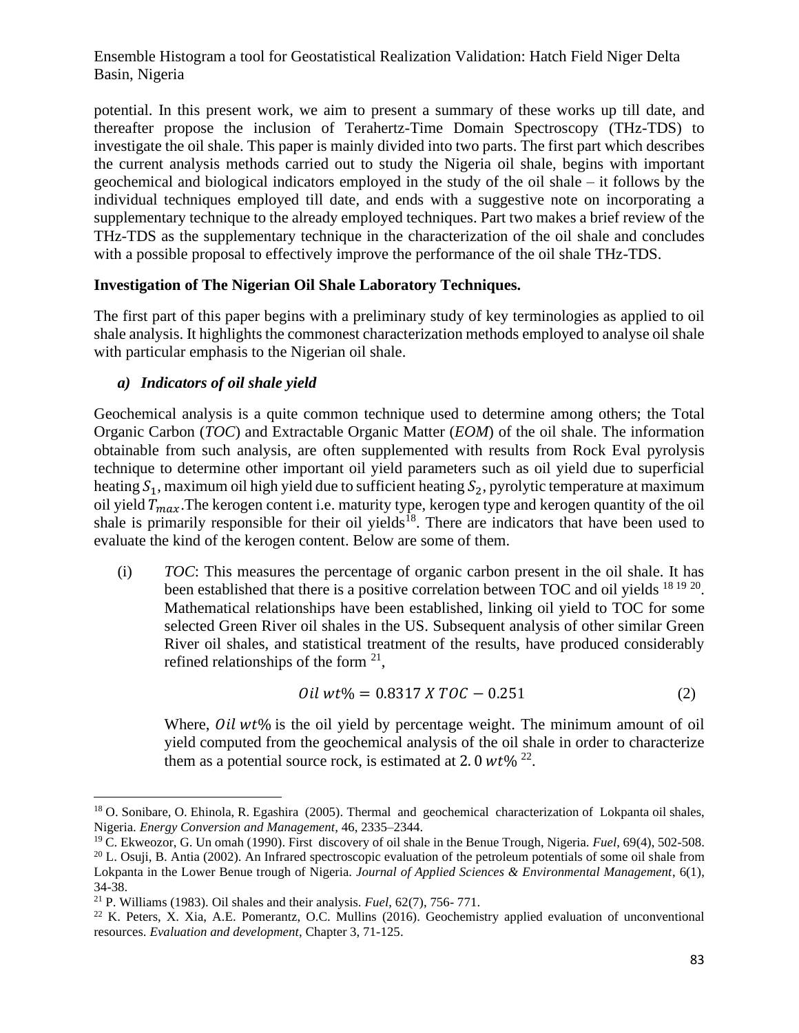potential. In this present work, we aim to present a summary of these works up till date, and thereafter propose the inclusion of Terahertz-Time Domain Spectroscopy (THz-TDS) to investigate the oil shale. This paper is mainly divided into two parts. The first part which describes the current analysis methods carried out to study the Nigeria oil shale, begins with important geochemical and biological indicators employed in the study of the oil shale – it follows by the individual techniques employed till date, and ends with a suggestive note on incorporating a supplementary technique to the already employed techniques. Part two makes a brief review of the THz-TDS as the supplementary technique in the characterization of the oil shale and concludes with a possible proposal to effectively improve the performance of the oil shale THz-TDS.

**Investigation of The Nigerian Oil Shale Laboratory Techniques.**

The first part of this paper begins with a preliminary study of key terminologies as applied to oil shale analysis. It highlights the commonest characterization methods employed to analyse oil shale with particular emphasis to the Nigerian oil shale.

***a) Indicators of oil shale yield***

Geochemical analysis is a quite common technique used to determine among others; the Total Organic Carbon (*TOC*) and Extractable Organic Matter (*EOM*) of the oil shale. The information obtainable from such analysis, are often supplemented with results from Rock Eval pyrolysis technique to determine other important oil yield parameters such as oil yield due to superficial heating $S_1$, maximum oil high yield due to sufficient heating $S_2$, pyrolytic temperature at maximum oil yield $T_{max}$.The kerogen content i.e. maturity type, kerogen type and kerogen quantity of the oil shale is primarily responsible for their oil yields[18]. There are indicators that have been used to evaluate the kind of the kerogen content. Below are some of them.

(i) *TOC*: This measures the percentage of organic carbon present in the oil shale. It has been established that there is a positive correlation between TOC and oil yields [18 19 20]. Mathematical relationships have been established, linking oil yield to TOC for some selected Green River oil shales in the US. Subsequent analysis of other similar Green River oil shales, and statistical treatment of the results, have produced considerably refined relationships of the form [21],

$$Oil\ wt\% = 0.8317\ X\ TOC - 0.251 \tag{2}$$

Where, $Oil\ wt\%$ is the oil yield by percentage weight. The minimum amount of oil yield computed from the geochemical analysis of the oil shale in order to characterize them as a potential source rock, is estimated at $2.0\ wt\%$ [22].

---

[18] O. Sonibare, O. Ehinola, R. Egashira (2005). Thermal and geochemical characterization of Lokpanta oil shales, Nigeria. *Energy Conversion and Management*, 46, 2335–2344.

[19] C. Ekweozor, G. Un omah (1990). First discovery of oil shale in the Benue Trough, Nigeria. *Fuel*, 69(4), 502-508.

[20] L. Osuji, B. Antia (2002). An Infrared spectroscopic evaluation of the petroleum potentials of some oil shale from Lokpanta in the Lower Benue trough of Nigeria. *Journal of Applied Sciences & Environmental Management*, 6(1), 34-38.

[21] P. Williams (1983). Oil shales and their analysis. *Fuel*, 62(7), 756- 771.

[22] K. Peters, X. Xia, A.E. Pomerantz, O.C. Mullins (2016). Geochemistry applied evaluation of unconventional resources. *Evaluation and development*, Chapter 3, 71-125.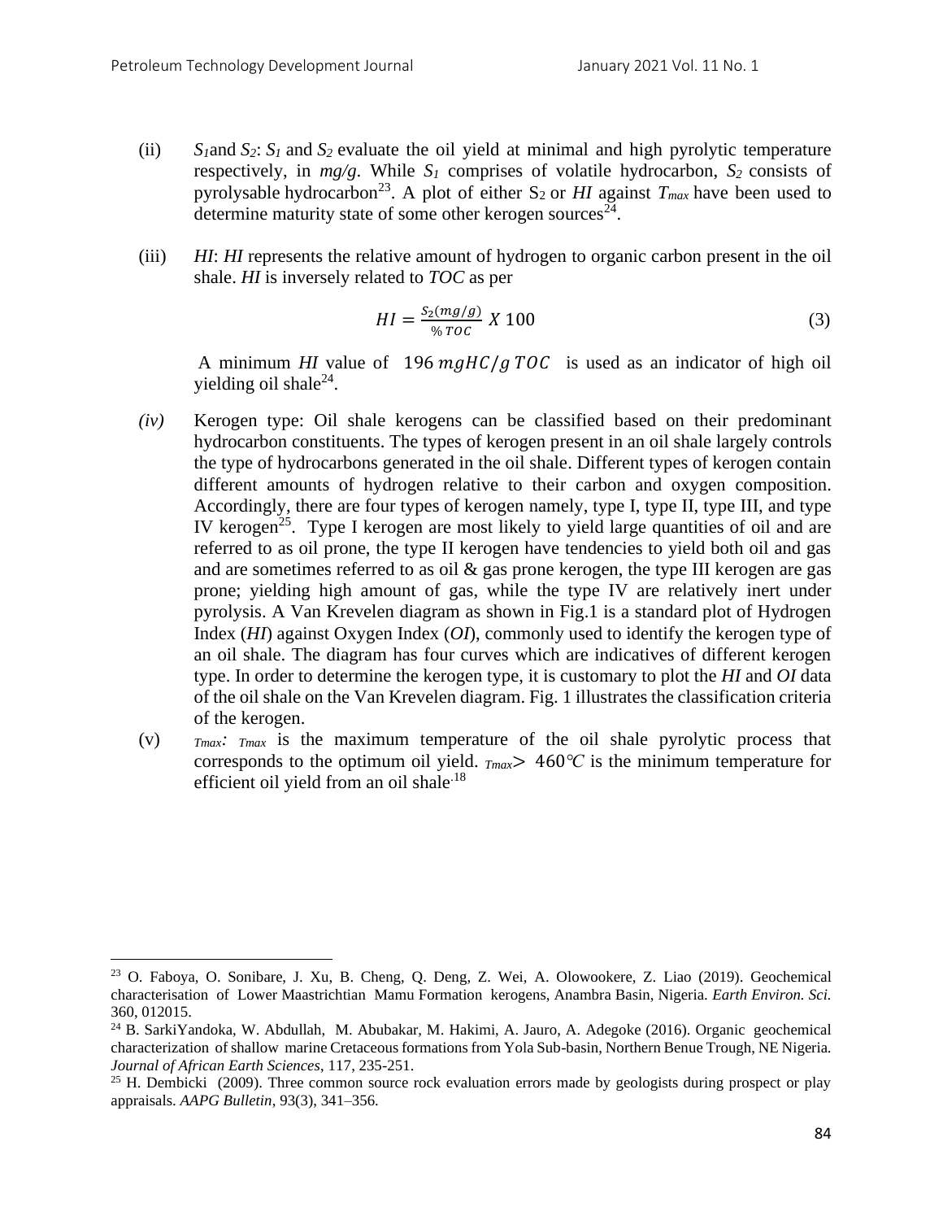(ii) $S_1$and $S_2$: $S_1$ and $S_2$ evaluate the oil yield at minimal and high pyrolytic temperature respectively, in *mg/g*. While $S_1$ comprises of volatile hydrocarbon, $S_2$ consists of pyrolysable hydrocarbon[23]. A plot of either $S_2$ or *HI* against $T_{max}$ have been used to determine maturity state of some other kerogen sources[24].

(iii) *HI*: *HI* represents the relative amount of hydrogen to organic carbon present in the oil shale. *HI* is inversely related to *TOC* as per

$$HI = \frac{S_2(mg/g)}{\%\,TOC}\ X\ 100 \tag{3}$$

A minimum *HI* value of $196\ mgHC/g\ TOC$ is used as an indicator of high oil yielding oil shale[24].

*(iv)* Kerogen type: Oil shale kerogens can be classified based on their predominant hydrocarbon constituents. The types of kerogen present in an oil shale largely controls the type of hydrocarbons generated in the oil shale. Different types of kerogen contain different amounts of hydrogen relative to their carbon and oxygen composition. Accordingly, there are four types of kerogen namely, type I, type II, type III, and type IV kerogen[25]. Type I kerogen are most likely to yield large quantities of oil and are referred to as oil prone, the type II kerogen have tendencies to yield both oil and gas and are sometimes referred to as oil & gas prone kerogen, the type III kerogen are gas prone; yielding high amount of gas, while the type IV are relatively inert under pyrolysis. A Van Krevelen diagram as shown in Fig.1 is a standard plot of Hydrogen Index (*HI*) against Oxygen Index (*OI*), commonly used to identify the kerogen type of an oil shale. The diagram has four curves which are indicatives of different kerogen type. In order to determine the kerogen type, it is customary to plot the *HI* and *OI* data of the oil shale on the Van Krevelen diagram. Fig. 1 illustrates the classification criteria of the kerogen.

(v) $T_{max}$: $T_{max}$ is the maximum temperature of the oil shale pyrolytic process that corresponds to the optimum oil yield. $T_{max} > 460°C$ is the minimum temperature for efficient oil yield from an oil shale[18]

---

[23] O. Faboya, O. Sonibare, J. Xu, B. Cheng, Q. Deng, Z. Wei, A. Olowookere, Z. Liao (2019). Geochemical characterisation of Lower Maastrichtian Mamu Formation kerogens, Anambra Basin, Nigeria. *Earth Environ. Sci.* 360, 012015.

[24] B. SarkiYandoka, W. Abdullah, M. Abubakar, M. Hakimi, A. Jauro, A. Adegoke (2016). Organic geochemical characterization of shallow marine Cretaceous formations from Yola Sub-basin, Northern Benue Trough, NE Nigeria. *Journal of African Earth Sciences*, 117, 235-251.

[25] H. Dembicki (2009). Three common source rock evaluation errors made by geologists during prospect or play appraisals. *AAPG Bulletin*, 93(3), 341–356.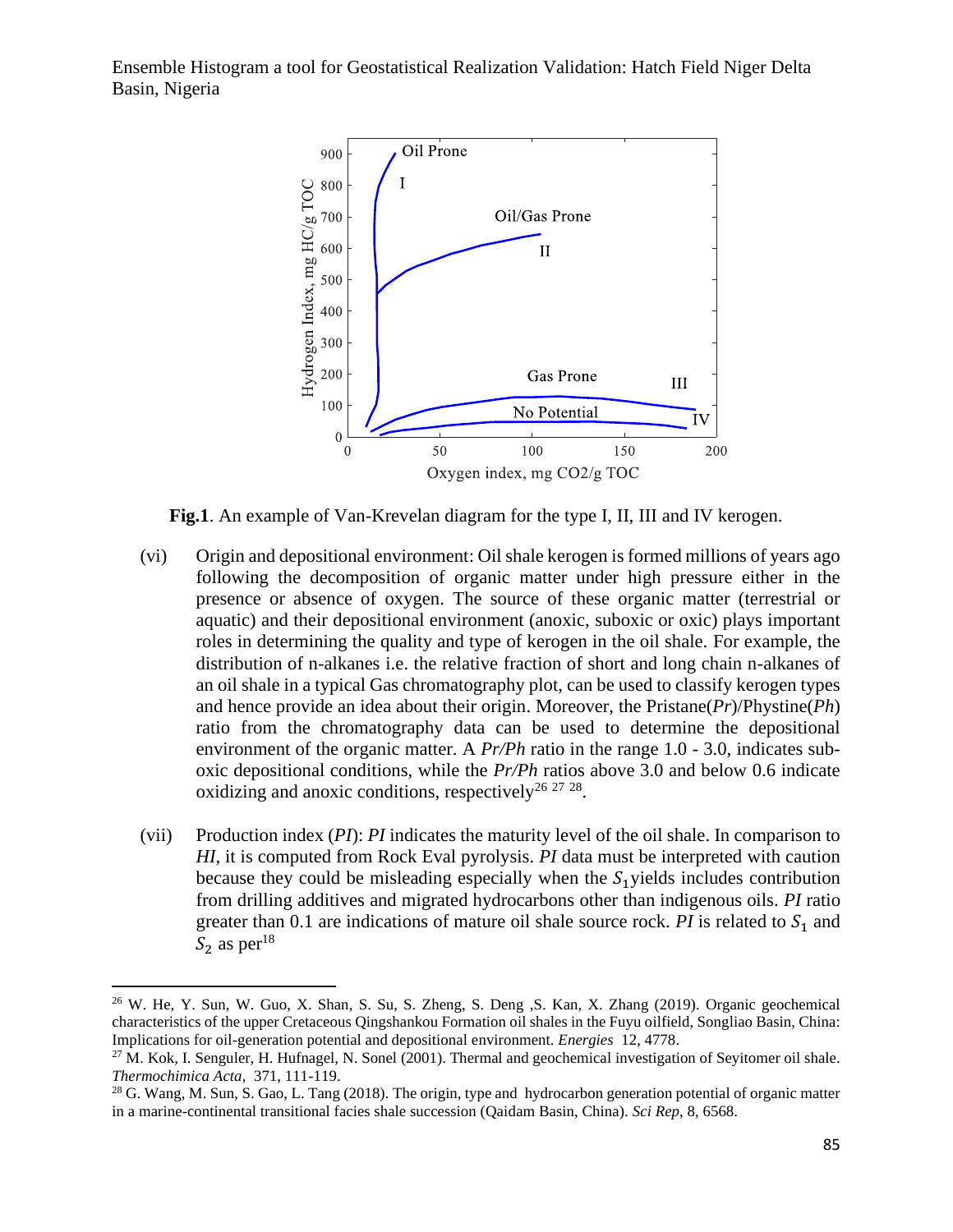**Fig.1**. An example of Van-Krevelan diagram for the type I, II, III and IV kerogen.

(vi) Origin and depositional environment: Oil shale kerogen is formed millions of years ago following the decomposition of organic matter under high pressure either in the presence or absence of oxygen. The source of these organic matter (terrestrial or aquatic) and their depositional environment (anoxic, suboxic or oxic) plays important roles in determining the quality and type of kerogen in the oil shale. For example, the distribution of n-alkanes i.e. the relative fraction of short and long chain n-alkanes of an oil shale in a typical Gas chromatography plot, can be used to classify kerogen types and hence provide an idea about their origin. Moreover, the Pristane(*Pr*)/Phystine(*Ph*) ratio from the chromatography data can be used to determine the depositional environment of the organic matter. A *Pr/Ph* ratio in the range 1.0 - 3.0, indicates sub-oxic depositional conditions, while the *Pr/Ph* ratios above 3.0 and below 0.6 indicate oxidizing and anoxic conditions, respectively[26 27 28].

(vii) Production index (*PI*): *PI* indicates the maturity level of the oil shale. In comparison to *HI*, it is computed from Rock Eval pyrolysis. *PI* data must be interpreted with caution because they could be misleading especially when the $S_1$yields includes contribution from drilling additives and migrated hydrocarbons other than indigenous oils. *PI* ratio greater than 0.1 are indications of mature oil shale source rock. *PI* is related to $S_1$ and $S_2$ as per[18]

---

[26] W. He, Y. Sun, W. Guo, X. Shan, S. Su, S. Zheng, S. Deng ,S. Kan, X. Zhang (2019). Organic geochemical characteristics of the upper Cretaceous Qingshankou Formation oil shales in the Fuyu oilfield, Songliao Basin, China: Implications for oil-generation potential and depositional environment. *Energies* 12, 4778.

[27] M. Kok, I. Senguler, H. Hufnagel, N. Sonel (2001). Thermal and geochemical investigation of Seyitomer oil shale. *Thermochimica Acta*, 371, 111-119.

[28] G. Wang, M. Sun, S. Gao, L. Tang (2018). The origin, type and hydrocarbon generation potential of organic matter in a marine-continental transitional facies shale succession (Qaidam Basin, China). *Sci Rep*, 8, 6568.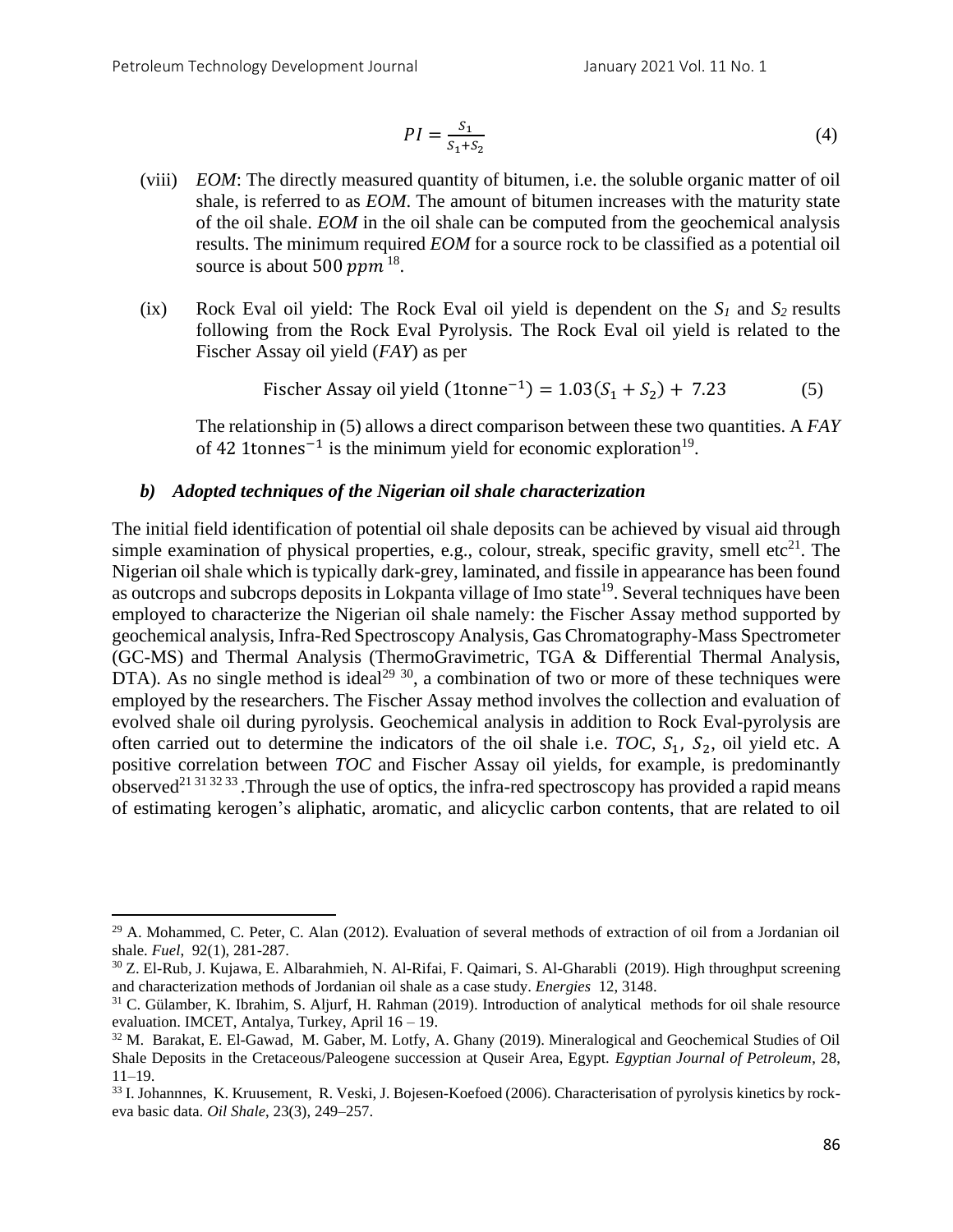$$PI = \frac{S_1}{S_1+S_2} \tag{4}$$

(viii) *EOM*: The directly measured quantity of bitumen, i.e. the soluble organic matter of oil shale, is referred to as *EOM*. The amount of bitumen increases with the maturity state of the oil shale. *EOM* in the oil shale can be computed from the geochemical analysis results. The minimum required *EOM* for a source rock to be classified as a potential oil source is about $500\ ppm$ [18].

(ix) Rock Eval oil yield: The Rock Eval oil yield is dependent on the $S_1$ and $S_2$ results following from the Rock Eval Pyrolysis. The Rock Eval oil yield is related to the Fischer Assay oil yield (*FAY*) as per

$$\text{Fischer Assay oil yield } (1\text{tonne}^{-1}) = 1.03(S_1 + S_2) + 7.23 \tag{5}$$

The relationship in (5) allows a direct comparison between these two quantities. A *FAY* of $42\ 1\text{tonnes}^{-1}$ is the minimum yield for economic exploration[19].

### *b) Adopted techniques of the Nigerian oil shale characterization*

The initial field identification of potential oil shale deposits can be achieved by visual aid through simple examination of physical properties, e.g., colour, streak, specific gravity, smell etc[21]. The Nigerian oil shale which is typically dark-grey, laminated, and fissile in appearance has been found as outcrops and subcrops deposits in Lokpanta village of Imo state[19]. Several techniques have been employed to characterize the Nigerian oil shale namely: the Fischer Assay method supported by geochemical analysis, Infra-Red Spectroscopy Analysis, Gas Chromatography-Mass Spectrometer (GC-MS) and Thermal Analysis (ThermoGravimetric, TGA & Differential Thermal Analysis, DTA). As no single method is ideal[29 30], a combination of two or more of these techniques were employed by the researchers. The Fischer Assay method involves the collection and evaluation of evolved shale oil during pyrolysis. Geochemical analysis in addition to Rock Eval-pyrolysis are often carried out to determine the indicators of the oil shale i.e. *TOC*, $S_1$, $S_2$, oil yield etc. A positive correlation between *TOC* and Fischer Assay oil yields, for example, is predominantly observed[21 31 32 33]. Through the use of optics, the infra-red spectroscopy has provided a rapid means of estimating kerogen's aliphatic, aromatic, and alicyclic carbon contents, that are related to oil

---

[29] A. Mohammed, C. Peter, C. Alan (2012). Evaluation of several methods of extraction of oil from a Jordanian oil shale. *Fuel*, 92(1), 281-287.

[30] Z. El-Rub, J. Kujawa, E. Albarahmieh, N. Al-Rifai, F. Qaimari, S. Al-Gharabli (2019). High throughput screening and characterization methods of Jordanian oil shale as a case study. *Energies* 12, 3148.

[31] C. Gülamber, K. Ibrahim, S. Aljurf, H. Rahman (2019). Introduction of analytical methods for oil shale resource evaluation. IMCET, Antalya, Turkey, April 16 – 19.

[32] M. Barakat, E. El-Gawad, M. Gaber, M. Lotfy, A. Ghany (2019). Mineralogical and Geochemical Studies of Oil Shale Deposits in the Cretaceous/Paleogene succession at Quseir Area, Egypt. *Egyptian Journal of Petroleum*, 28, 11–19.

[33] I. Johannnes, K. Kruusement, R. Veski, J. Bojesen-Koefoed (2006). Characterisation of pyrolysis kinetics by rock-eva basic data. *Oil Shale*, 23(3), 249–257.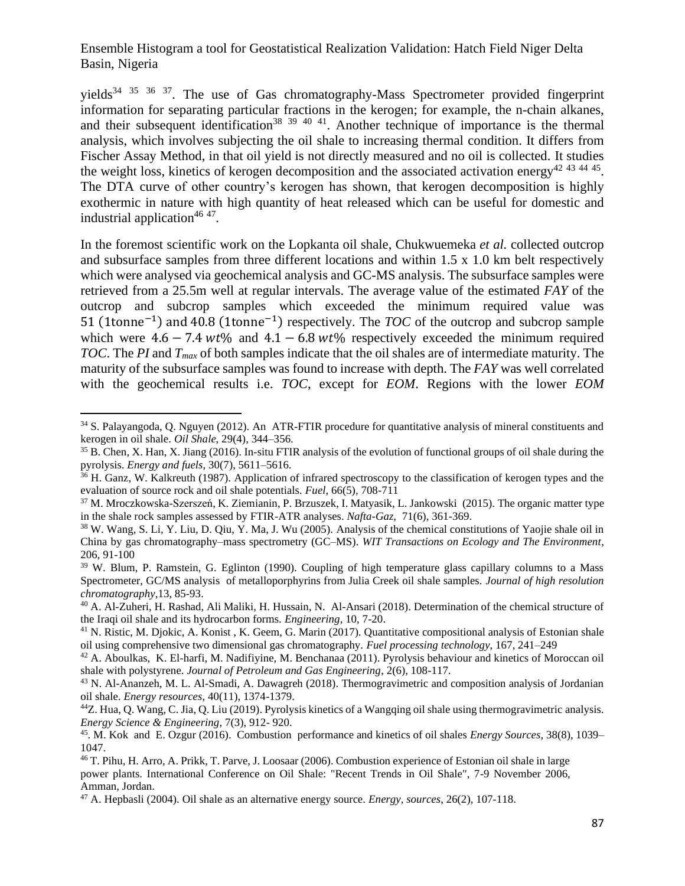yields[34] [35] [36] [37]. The use of Gas chromatography-Mass Spectrometer provided fingerprint information for separating particular fractions in the kerogen; for example, the n-chain alkanes, and their subsequent identification[38] [39] [40] [41]. Another technique of importance is the thermal analysis, which involves subjecting the oil shale to increasing thermal condition. It differs from Fischer Assay Method, in that oil yield is not directly measured and no oil is collected. It studies the weight loss, kinetics of kerogen decomposition and the associated activation energy[42] [43] [44] [45]. The DTA curve of other country's kerogen has shown, that kerogen decomposition is highly exothermic in nature with high quantity of heat released which can be useful for domestic and industrial application[46] [47].

In the foremost scientific work on the Lopkanta oil shale, Chukwuemeka *et al.* collected outcrop and subsurface samples from three different locations and within 1.5 x 1.0 km belt respectively which were analysed via geochemical analysis and GC-MS analysis. The subsurface samples were retrieved from a 25.5m well at regular intervals. The average value of the estimated *FAY* of the outcrop and subcrop samples which exceeded the minimum required value was $51\ (1\text{tonne}^{-1})$ and $40.8\ (1\text{tonne}^{-1})$ respectively. The *TOC* of the outcrop and subcrop sample which were $4.6 - 7.4\ wt\%$ and $4.1 - 6.8\ wt\%$ respectively exceeded the minimum required *TOC*. The *PI* and $T_{max}$ of both samples indicate that the oil shales are of intermediate maturity. The maturity of the subsurface samples was found to increase with depth. The *FAY* was well correlated with the geochemical results i.e. *TOC*, except for *EOM*. Regions with the lower *EOM*

---

[34] S. Palayangoda, Q. Nguyen (2012). An ATR-FTIR procedure for quantitative analysis of mineral constituents and kerogen in oil shale. *Oil Shale*, 29(4), 344–356.

[35] B. Chen, X. Han, X. Jiang (2016). In-situ FTIR analysis of the evolution of functional groups of oil shale during the pyrolysis. *Energy and fuels*, 30(7), 5611–5616.

[36] H. Ganz, W. Kalkreuth (1987). Application of infrared spectroscopy to the classification of kerogen types and the evaluation of source rock and oil shale potentials. *Fuel*, 66(5), 708-711

[37] M. Mroczkowska-Szerszeń, K. Ziemianin, P. Brzuszek, I. Matyasik, L. Jankowski (2015). The organic matter type in the shale rock samples assessed by FTIR-ATR analyses. *Nafta-Gaz*, 71(6), 361-369.

[38] W. Wang, S. Li, Y. Liu, D. Qiu, Y. Ma, J. Wu (2005). Analysis of the chemical constitutions of Yaojie shale oil in China by gas chromatography–mass spectrometry (GC–MS). *WIT Transactions on Ecology and The Environment*, 206, 91-100

[39] W. Blum, P. Ramstein, G. Eglinton (1990). Coupling of high temperature glass capillary columns to a Mass Spectrometer, GC/MS analysis of metalloporphyrins from Julia Creek oil shale samples. *Journal of high resolution chromatography*,13, 85-93.

[40] A. Al-Zuheri, H. Rashad, Ali Maliki, H. Hussain, N. Al-Ansari (2018). Determination of the chemical structure of the Iraqi oil shale and its hydrocarbon forms. *Engineering*, 10, 7-20.

[41] N. Ristic, M. Djokic, A. Konist , K. Geem, G. Marin (2017). Quantitative compositional analysis of Estonian shale oil using comprehensive two dimensional gas chromatography. *Fuel processing technology*, 167, 241–249

[42] A. Aboulkas, K. El-harfi, M. Nadifiyine, M. Benchanaa (2011). Pyrolysis behaviour and kinetics of Moroccan oil shale with polystyrene. *Journal of Petroleum and Gas Engineering*, 2(6), 108-117.

[43] N. Al-Ananzeh, M. L. Al-Smadi, A. Dawagreh (2018). Thermogravimetric and composition analysis of Jordanian oil shale. *Energy resources*, 40(11), 1374-1379.

[44] Z. Hua, Q. Wang, C. Jia, Q. Liu (2019). Pyrolysis kinetics of a Wangqing oil shale using thermogravimetric analysis. *Energy Science & Engineering*, 7(3), 912- 920.

[45]. M. Kok and E. Ozgur (2016). Combustion performance and kinetics of oil shales *Energy Sources*, 38(8), 1039–1047.

[46] T. Pihu, H. Arro, A. Prikk, T. Parve, J. Loosaar (2006). Combustion experience of Estonian oil shale in large power plants. International Conference on Oil Shale: "Recent Trends in Oil Shale", 7-9 November 2006, Amman, Jordan.

[47] A. Hepbasli (2004). Oil shale as an alternative energy source. *Energy, sources*, 26(2), 107-118.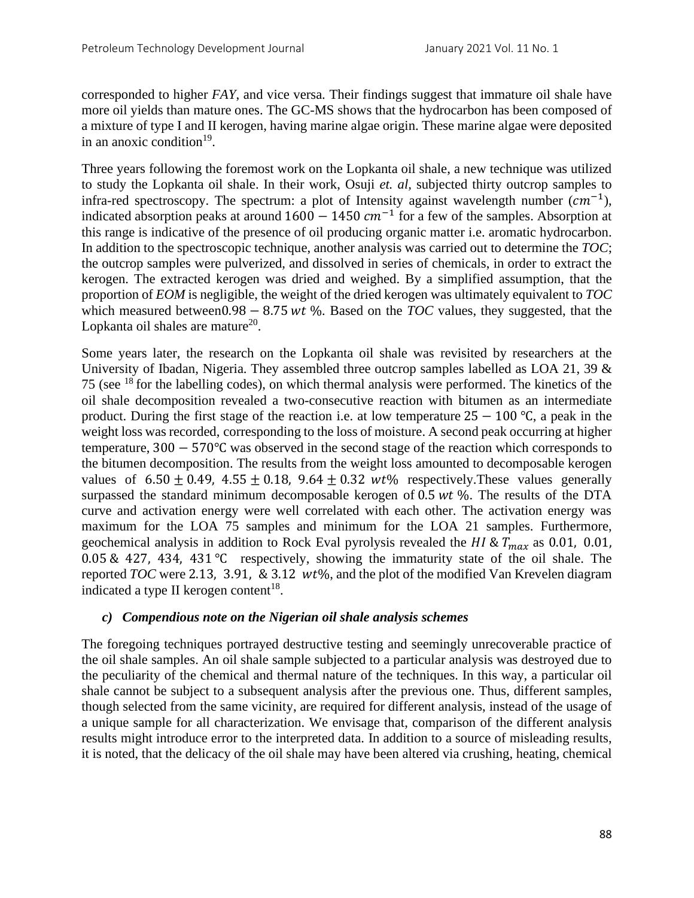corresponded to higher *FAY*, and vice versa. Their findings suggest that immature oil shale have more oil yields than mature ones. The GC-MS shows that the hydrocarbon has been composed of a mixture of type I and II kerogen, having marine algae origin. These marine algae were deposited in an anoxic condition[19].

Three years following the foremost work on the Lopkanta oil shale, a new technique was utilized to study the Lopkanta oil shale. In their work, Osuji *et. al*, subjected thirty outcrop samples to infra-red spectroscopy. The spectrum: a plot of Intensity against wavelength number ($cm^{-1}$), indicated absorption peaks at around $1600 - 1450\ cm^{-1}$ for a few of the samples. Absorption at this range is indicative of the presence of oil producing organic matter i.e. aromatic hydrocarbon. In addition to the spectroscopic technique, another analysis was carried out to determine the *TOC*; the outcrop samples were pulverized, and dissolved in series of chemicals, in order to extract the kerogen. The extracted kerogen was dried and weighed. By a simplified assumption, that the proportion of *EOM* is negligible, the weight of the dried kerogen was ultimately equivalent to *TOC* which measured between$0.98 - 8.75\ wt$ %. Based on the *TOC* values, they suggested, that the Lopkanta oil shales are mature[20].

Some years later, the research on the Lopkanta oil shale was revisited by researchers at the University of Ibadan, Nigeria. They assembled three outcrop samples labelled as LOA 21, 39 & 75 (see [18] for the labelling codes), on which thermal analysis were performed. The kinetics of the oil shale decomposition revealed a two-consecutive reaction with bitumen as an intermediate product. During the first stage of the reaction i.e. at low temperature $25 - 100$ ℃, a peak in the weight loss was recorded, corresponding to the loss of moisture. A second peak occurring at higher temperature, $300 - 570$℃ was observed in the second stage of the reaction which corresponds to the bitumen decomposition. The results from the weight loss amounted to decomposable kerogen values of $6.50 \pm 0.49,\ 4.55 \pm 0.18,\ 9.64 \pm 0.32\ wt\%$ respectively.These values generally surpassed the standard minimum decomposable kerogen of $0.5\ wt$ %. The results of the DTA curve and activation energy were well correlated with each other. The activation energy was maximum for the LOA 75 samples and minimum for the LOA 21 samples. Furthermore, geochemical analysis in addition to Rock Eval pyrolysis revealed the $HI$ & $T_{max}$ as $0.01,\ 0.01,\ 0.05$ & $427,\ 434,\ 431$ ℃ respectively, showing the immaturity state of the oil shale. The reported *TOC* were $2.13,\ 3.91,\ \&\ 3.12\ wt\%$, and the plot of the modified Van Krevelen diagram indicated a type II kerogen content[18].

### *c) Compendious note on the Nigerian oil shale analysis schemes*

The foregoing techniques portrayed destructive testing and seemingly unrecoverable practice of the oil shale samples. An oil shale sample subjected to a particular analysis was destroyed due to the peculiarity of the chemical and thermal nature of the techniques. In this way, a particular oil shale cannot be subject to a subsequent analysis after the previous one. Thus, different samples, though selected from the same vicinity, are required for different analysis, instead of the usage of a unique sample for all characterization. We envisage that, comparison of the different analysis results might introduce error to the interpreted data. In addition to a source of misleading results, it is noted, that the delicacy of the oil shale may have been altered via crushing, heating, chemical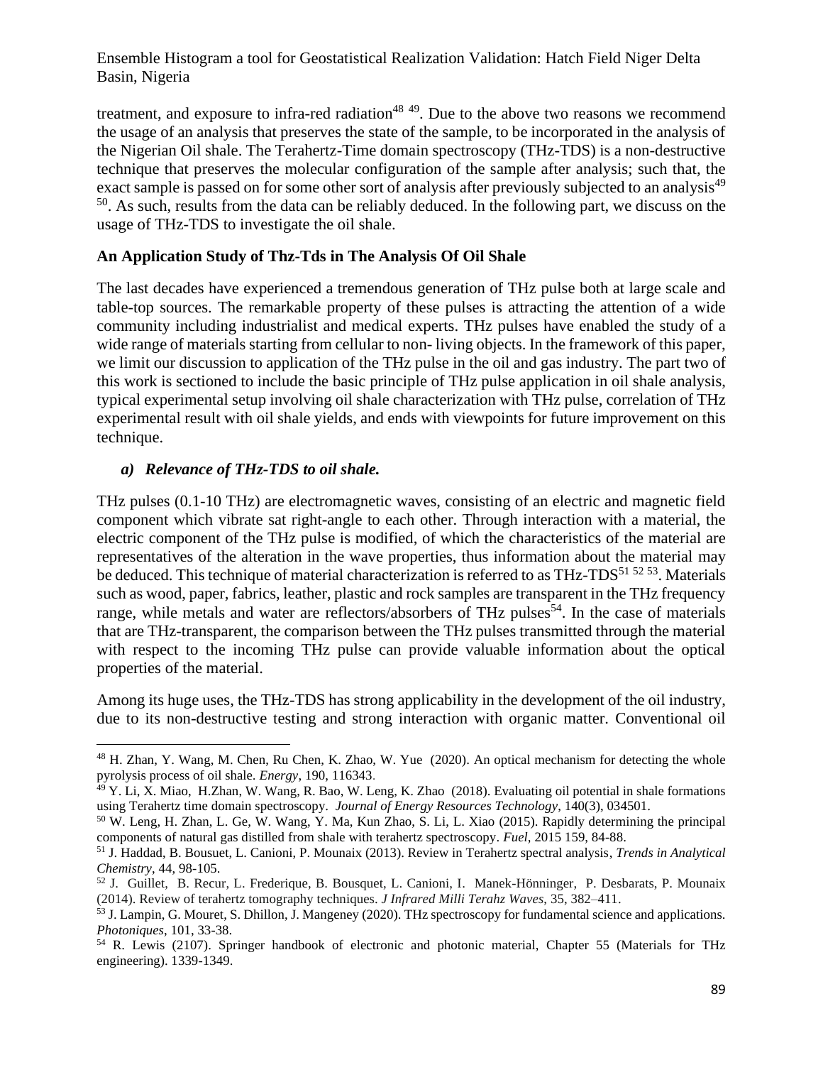treatment, and exposure to infra-red radiation[48 49]. Due to the above two reasons we recommend the usage of an analysis that preserves the state of the sample, to be incorporated in the analysis of the Nigerian Oil shale. The Terahertz-Time domain spectroscopy (THz-TDS) is a non-destructive technique that preserves the molecular configuration of the sample after analysis; such that, the exact sample is passed on for some other sort of analysis after previously subjected to an analysis[49 50]. As such, results from the data can be reliably deduced. In the following part, we discuss on the usage of THz-TDS to investigate the oil shale.

**An Application Study of Thz-Tds in The Analysis Of Oil Shale**

The last decades have experienced a tremendous generation of THz pulse both at large scale and table-top sources. The remarkable property of these pulses is attracting the attention of a wide community including industrialist and medical experts. THz pulses have enabled the study of a wide range of materials starting from cellular to non- living objects. In the framework of this paper, we limit our discussion to application of the THz pulse in the oil and gas industry. The part two of this work is sectioned to include the basic principle of THz pulse application in oil shale analysis, typical experimental setup involving oil shale characterization with THz pulse, correlation of THz experimental result with oil shale yields, and ends with viewpoints for future improvement on this technique.

***a) Relevance of THz-TDS to oil shale.***

THz pulses (0.1-10 THz) are electromagnetic waves, consisting of an electric and magnetic field component which vibrate sat right-angle to each other. Through interaction with a material, the electric component of the THz pulse is modified, of which the characteristics of the material are representatives of the alteration in the wave properties, thus information about the material may be deduced. This technique of material characterization is referred to as THz-TDS[51 52 53]. Materials such as wood, paper, fabrics, leather, plastic and rock samples are transparent in the THz frequency range, while metals and water are reflectors/absorbers of THz pulses[54]. In the case of materials that are THz-transparent, the comparison between the THz pulses transmitted through the material with respect to the incoming THz pulse can provide valuable information about the optical properties of the material.

Among its huge uses, the THz-TDS has strong applicability in the development of the oil industry, due to its non-destructive testing and strong interaction with organic matter. Conventional oil

---

[48] H. Zhan, Y. Wang, M. Chen, Ru Chen, K. Zhao, W. Yue (2020). An optical mechanism for detecting the whole pyrolysis process of oil shale. *Energy*, 190, 116343.

[49] Y. Li, X. Miao, H.Zhan, W. Wang, R. Bao, W. Leng, K. Zhao (2018). Evaluating oil potential in shale formations using Terahertz time domain spectroscopy. *Journal of Energy Resources Technology*, 140(3), 034501.

[50] W. Leng, H. Zhan, L. Ge, W. Wang, Y. Ma, Kun Zhao, S. Li, L. Xiao (2015). Rapidly determining the principal components of natural gas distilled from shale with terahertz spectroscopy. *Fuel*, 2015 159, 84-88.

[51] J. Haddad, B. Bousuet, L. Canioni, P. Mounaix (2013). Review in Terahertz spectral analysis, *Trends in Analytical Chemistry*, 44, 98-105.

[52] J. Guillet, B. Recur, L. Frederique, B. Bousquet, L. Canioni, I. Manek-Hönninger, P. Desbarats, P. Mounaix (2014). Review of terahertz tomography techniques. *J Infrared Milli Terahz Waves*, 35, 382–411.

[53] J. Lampin, G. Mouret, S. Dhillon, J. Mangeney (2020). THz spectroscopy for fundamental science and applications. *Photoniques*, 101, 33-38.

[54] R. Lewis (2107). Springer handbook of electronic and photonic material, Chapter 55 (Materials for THz engineering). 1339-1349.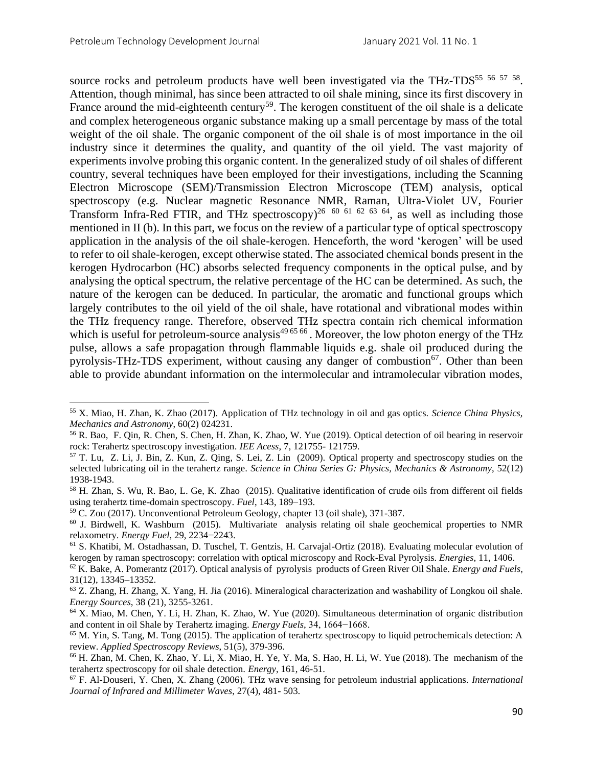source rocks and petroleum products have well been investigated via the THz-TDS[55 56 57 58]. Attention, though minimal, has since been attracted to oil shale mining, since its first discovery in France around the mid-eighteenth century[59]. The kerogen constituent of the oil shale is a delicate and complex heterogeneous organic substance making up a small percentage by mass of the total weight of the oil shale. The organic component of the oil shale is of most importance in the oil industry since it determines the quality, and quantity of the oil yield. The vast majority of experiments involve probing this organic content. In the generalized study of oil shales of different country, several techniques have been employed for their investigations, including the Scanning Electron Microscope (SEM)/Transmission Electron Microscope (TEM) analysis, optical spectroscopy (e.g. Nuclear magnetic Resonance NMR, Raman, Ultra-Violet UV, Fourier Transform Infra-Red FTIR, and THz spectroscopy)[26 60 61 62 63 64], as well as including those mentioned in II (b). In this part, we focus on the review of a particular type of optical spectroscopy application in the analysis of the oil shale-kerogen. Henceforth, the word 'kerogen' will be used to refer to oil shale-kerogen, except otherwise stated. The associated chemical bonds present in the kerogen Hydrocarbon (HC) absorbs selected frequency components in the optical pulse, and by analysing the optical spectrum, the relative percentage of the HC can be determined. As such, the nature of the kerogen can be deduced. In particular, the aromatic and functional groups which largely contributes to the oil yield of the oil shale, have rotational and vibrational modes within the THz frequency range. Therefore, observed THz spectra contain rich chemical information which is useful for petroleum-source analysis[49 65 66]. Moreover, the low photon energy of the THz pulse, allows a safe propagation through flammable liquids e.g. shale oil produced during the pyrolysis-THz-TDS experiment, without causing any danger of combustion[67]. Other than been able to provide abundant information on the intermolecular and intramolecular vibration modes,

---

[55] X. Miao, H. Zhan, K. Zhao (2017). Application of THz technology in oil and gas optics. *Science China Physics, Mechanics and Astronomy*, 60(2) 024231.

[56] R. Bao, F. Qin, R. Chen, S. Chen, H. Zhan, K. Zhao, W. Yue (2019). Optical detection of oil bearing in reservoir rock: Terahertz spectroscopy investigation. *IEE Acess*, 7, 121755- 121759.

[57] T. Lu, Z. Li, J. Bin, Z. Kun, Z. Qing, S. Lei, Z. Lin (2009). Optical property and spectroscopy studies on the selected lubricating oil in the terahertz range. *Science in China Series G: Physics, Mechanics & Astronomy*, 52(12) 1938-1943.

[58] H. Zhan, S. Wu, R. Bao, L. Ge, K. Zhao (2015). Qualitative identification of crude oils from different oil fields using terahertz time-domain spectroscopy. *Fuel*, 143, 189–193.

[59] C. Zou (2017). Unconventional Petroleum Geology, chapter 13 (oil shale), 371-387.

[60] J. Birdwell, K. Washburn (2015). Multivariate analysis relating oil shale geochemical properties to NMR relaxometry. *Energy Fuel*, 29, 2234−2243.

[61] S. Khatibi, M. Ostadhassan, D. Tuschel, T. Gentzis, H. Carvajal-Ortiz (2018). Evaluating molecular evolution of kerogen by raman spectroscopy: correlation with optical microscopy and Rock-Eval Pyrolysis. *Energies*, 11, 1406.

[62] K. Bake, A. Pomerantz (2017). Optical analysis of pyrolysis products of Green River Oil Shale. *Energy and Fuels*, 31(12), 13345–13352.

[63] Z. Zhang, H. Zhang, X. Yang, H. Jia (2016). Mineralogical characterization and washability of Longkou oil shale. *Energy Sources*, 38 (21), 3255-3261.

[64] X. Miao, M. Chen, Y. Li, H. Zhan, K. Zhao, W. Yue (2020). Simultaneous determination of organic distribution and content in oil Shale by Terahertz imaging. *Energy Fuels*, 34, 1664−1668.

[65] M. Yin, S. Tang, M. Tong (2015). The application of terahertz spectroscopy to liquid petrochemicals detection: A review. *Applied Spectroscopy Reviews*, 51(5), 379-396.

[66] H. Zhan, M. Chen, K. Zhao, Y. Li, X. Miao, H. Ye, Y. Ma, S. Hao, H. Li, W. Yue (2018). The mechanism of the terahertz spectroscopy for oil shale detection. *Energy*, 161, 46-51.

[67] F. Al-Douseri, Y. Chen, X. Zhang (2006). THz wave sensing for petroleum industrial applications. *International Journal of Infrared and Millimeter Waves*, 27(4), 481- 503.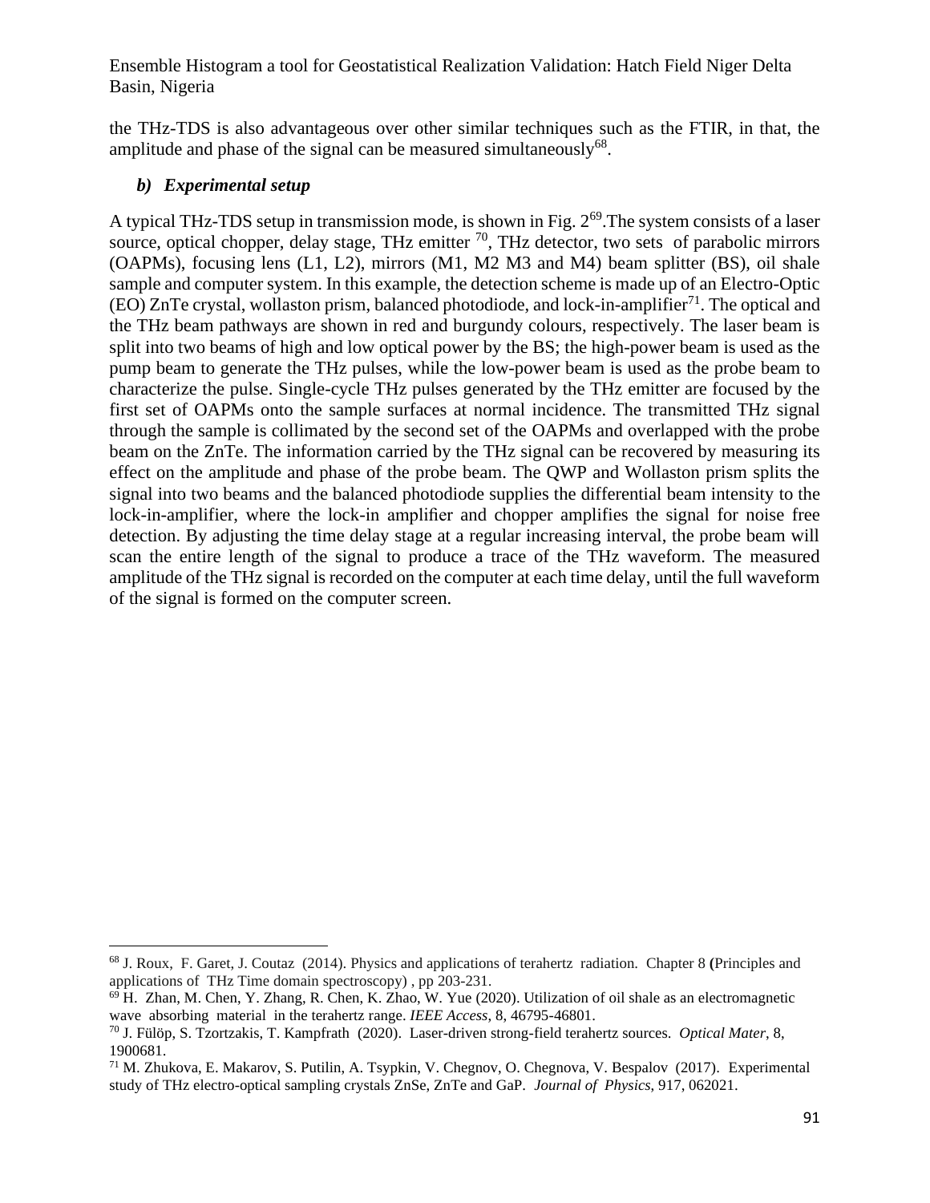the THz-TDS is also advantageous over other similar techniques such as the FTIR, in that, the amplitude and phase of the signal can be measured simultaneously[68].

### *b) Experimental setup*

A typical THz-TDS setup in transmission mode, is shown in Fig. 2[69].The system consists of a laser source, optical chopper, delay stage, THz emitter [70], THz detector, two sets of parabolic mirrors (OAPMs), focusing lens (L1, L2), mirrors (M1, M2 M3 and M4) beam splitter (BS), oil shale sample and computer system. In this example, the detection scheme is made up of an Electro-Optic (EO) ZnTe crystal, wollaston prism, balanced photodiode, and lock-in-amplifier[71]. The optical and the THz beam pathways are shown in red and burgundy colours, respectively. The laser beam is split into two beams of high and low optical power by the BS; the high-power beam is used as the pump beam to generate the THz pulses, while the low-power beam is used as the probe beam to characterize the pulse. Single-cycle THz pulses generated by the THz emitter are focused by the first set of OAPMs onto the sample surfaces at normal incidence. The transmitted THz signal through the sample is collimated by the second set of the OAPMs and overlapped with the probe beam on the ZnTe. The information carried by the THz signal can be recovered by measuring its effect on the amplitude and phase of the probe beam. The QWP and Wollaston prism splits the signal into two beams and the balanced photodiode supplies the differential beam intensity to the lock-in-amplifier, where the lock-in amplifier and chopper amplifies the signal for noise free detection. By adjusting the time delay stage at a regular increasing interval, the probe beam will scan the entire length of the signal to produce a trace of the THz waveform. The measured amplitude of the THz signal is recorded on the computer at each time delay, until the full waveform of the signal is formed on the computer screen.

---

[68] J. Roux, F. Garet, J. Coutaz (2014). Physics and applications of terahertz radiation. Chapter 8 **(**Principles and applications of THz Time domain spectroscopy) , pp 203-231.

[69] H. Zhan, M. Chen, Y. Zhang, R. Chen, K. Zhao, W. Yue (2020). Utilization of oil shale as an electromagnetic wave absorbing material in the terahertz range. *IEEE Access*, 8, 46795-46801.

[70] J. Fülöp, S. Tzortzakis, T. Kampfrath (2020). Laser-driven strong-field terahertz sources. *Optical Mater*, 8, 1900681.

[71] M. Zhukova, E. Makarov, S. Putilin, A. Tsypkin, V. Chegnov, O. Chegnova, V. Bespalov (2017). Experimental study of THz electro-optical sampling crystals ZnSe, ZnTe and GaP. *Journal of Physics*, 917, 062021.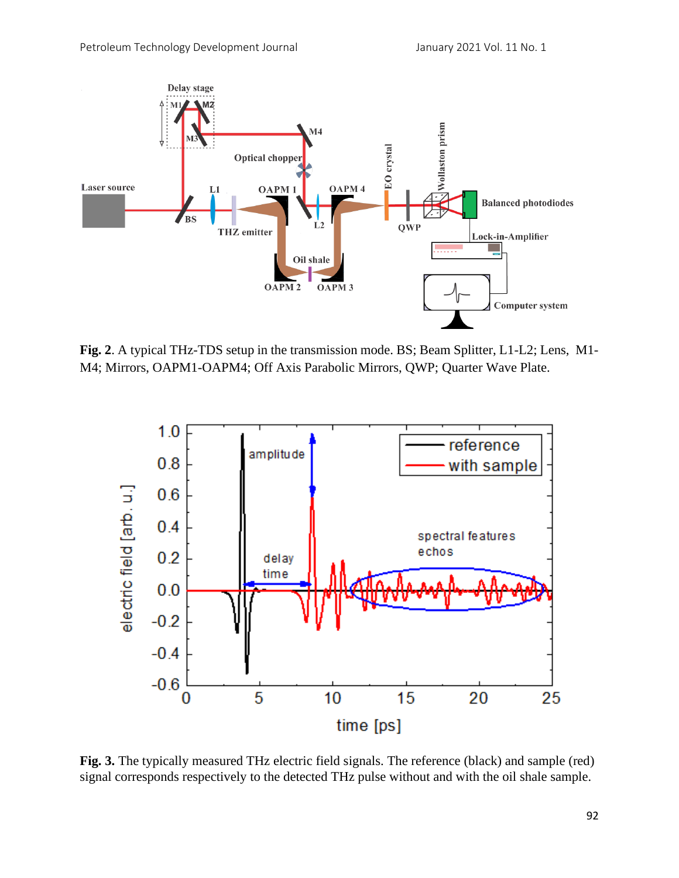**Fig. 2**. A typical THz-TDS setup in the transmission mode. BS; Beam Splitter, L1-L2; Lens, M1-M4; Mirrors, OAPM1-OAPM4; Off Axis Parabolic Mirrors, QWP; Quarter Wave Plate.

**Fig. 3.** The typically measured THz electric field signals. The reference (black) and sample (red) signal corresponds respectively to the detected THz pulse without and with the oil shale sample.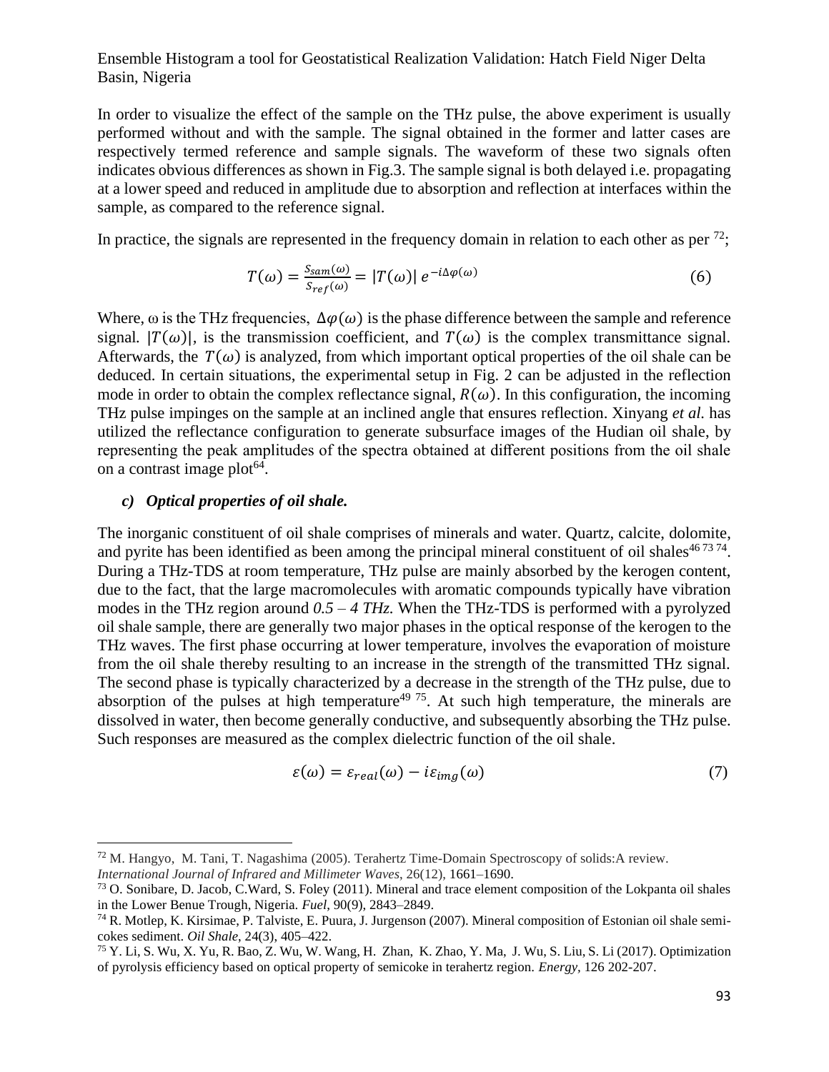In order to visualize the effect of the sample on the THz pulse, the above experiment is usually performed without and with the sample. The signal obtained in the former and latter cases are respectively termed reference and sample signals. The waveform of these two signals often indicates obvious differences as shown in Fig.3. The sample signal is both delayed i.e. propagating at a lower speed and reduced in amplitude due to absorption and reflection at interfaces within the sample, as compared to the reference signal.

In practice, the signals are represented in the frequency domain in relation to each other as per [72];

$$T(\omega) = \frac{S_{sam}(\omega)}{S_{ref}(\omega)} = |T(\omega)|\, e^{-i\Delta\varphi(\omega)} \tag{6}$$

Where, ω is the THz frequencies, $\Delta\varphi(\omega)$ is the phase difference between the sample and reference signal. $|T(\omega)|$, is the transmission coefficient, and $T(\omega)$ is the complex transmittance signal. Afterwards, the $T(\omega)$ is analyzed, from which important optical properties of the oil shale can be deduced. In certain situations, the experimental setup in Fig. 2 can be adjusted in the reflection mode in order to obtain the complex reflectance signal, $R(\omega)$. In this configuration, the incoming THz pulse impinges on the sample at an inclined angle that ensures reflection. Xinyang *et al.* has utilized the reflectance configuration to generate subsurface images of the Hudian oil shale, by representing the peak amplitudes of the spectra obtained at different positions from the oil shale on a contrast image plot[64].

### *c) Optical properties of oil shale.*

The inorganic constituent of oil shale comprises of minerals and water. Quartz, calcite, dolomite, and pyrite has been identified as been among the principal mineral constituent of oil shales[46 73 74]. During a THz-TDS at room temperature, THz pulse are mainly absorbed by the kerogen content, due to the fact, that the large macromolecules with aromatic compounds typically have vibration modes in the THz region around *0.5 – 4 THz.* When the THz-TDS is performed with a pyrolyzed oil shale sample, there are generally two major phases in the optical response of the kerogen to the THz waves. The first phase occurring at lower temperature, involves the evaporation of moisture from the oil shale thereby resulting to an increase in the strength of the transmitted THz signal. The second phase is typically characterized by a decrease in the strength of the THz pulse, due to absorption of the pulses at high temperature[49 75]. At such high temperature, the minerals are dissolved in water, then become generally conductive, and subsequently absorbing the THz pulse. Such responses are measured as the complex dielectric function of the oil shale.

$$\varepsilon(\omega) = \varepsilon_{real}(\omega) - i\varepsilon_{img}(\omega) \tag{7}$$

---

[72] M. Hangyo, M. Tani, T. Nagashima (2005). Terahertz Time-Domain Spectroscopy of solids:A review. *International Journal of Infrared and Millimeter Waves*, 26(12), 1661–1690.

[73] O. Sonibare, D. Jacob, C.Ward, S. Foley (2011). Mineral and trace element composition of the Lokpanta oil shales in the Lower Benue Trough, Nigeria. *Fuel*, 90(9), 2843–2849.

[74] R. Motlep, K. Kirsimae, P. Talviste, E. Puura, J. Jurgenson (2007). Mineral composition of Estonian oil shale semi-cokes sediment. *Oil Shale*, 24(3), 405–422.

[75] Y. Li, S. Wu, X. Yu, R. Bao, Z. Wu, W. Wang, H. Zhan, K. Zhao, Y. Ma, J. Wu, S. Liu, S. Li (2017). Optimization of pyrolysis efficiency based on optical property of semicoke in terahertz region. *Energy*, 126 202-207.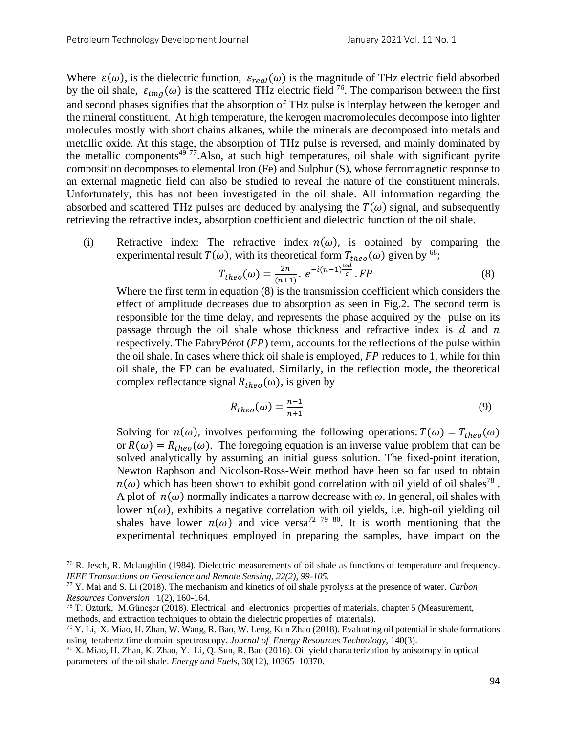Where $\varepsilon(\omega)$, is the dielectric function, $\varepsilon_{real}(\omega)$ is the magnitude of THz electric field absorbed by the oil shale, $\varepsilon_{img}(\omega)$ is the scattered THz electric field [76]. The comparison between the first and second phases signifies that the absorption of THz pulse is interplay between the kerogen and the mineral constituent. At high temperature, the kerogen macromolecules decompose into lighter molecules mostly with short chains alkanes, while the minerals are decomposed into metals and metallic oxide. At this stage, the absorption of THz pulse is reversed, and mainly dominated by the metallic components[49 77].Also, at such high temperatures, oil shale with significant pyrite composition decomposes to elemental Iron (Fe) and Sulphur (S), whose ferromagnetic response to an external magnetic field can also be studied to reveal the nature of the constituent minerals. Unfortunately, this has not been investigated in the oil shale. All information regarding the absorbed and scattered THz pulses are deduced by analysing the $T(\omega)$ signal, and subsequently retrieving the refractive index, absorption coefficient and dielectric function of the oil shale.

(i) Refractive index: The refractive index $n(\omega)$, is obtained by comparing the experimental result $T(\omega)$, with its theoretical form $T_{theo}(\omega)$ given by [68];

$$T_{theo}(\omega) = \frac{2n}{(n+1)} \cdot e^{-i(n-1)\frac{\omega d}{c}} \cdot FP \tag{8}$$

Where the first term in equation (8) is the transmission coefficient which considers the effect of amplitude decreases due to absorption as seen in Fig.2. The second term is responsible for the time delay, and represents the phase acquired by the pulse on its passage through the oil shale whose thickness and refractive index is $d$ and $n$ respectively. The FabryPérot ($FP$) term, accounts for the reflections of the pulse within the oil shale. In cases where thick oil shale is employed, $FP$ reduces to 1, while for thin oil shale, the FP can be evaluated. Similarly, in the reflection mode, the theoretical complex reflectance signal $R_{theo}(\omega)$, is given by

$$R_{theo}(\omega) = \frac{n-1}{n+1} \tag{9}$$

Solving for $n(\omega)$, involves performing the following operations: $T(\omega) = T_{theo}(\omega)$ or $R(\omega) = R_{theo}(\omega)$. The foregoing equation is an inverse value problem that can be solved analytically by assuming an initial guess solution. The fixed-point iteration, Newton Raphson and Nicolson-Ross-Weir method have been so far used to obtain $n(\omega)$ which has been shown to exhibit good correlation with oil yield of oil shales[78]. A plot of $n(\omega)$ normally indicates a narrow decrease with $\omega$. In general, oil shales with lower $n(\omega)$, exhibits a negative correlation with oil yields, i.e. high-oil yielding oil shales have lower $n(\omega)$ and vice versa[72 79 80]. It is worth mentioning that the experimental techniques employed in preparing the samples, have impact on the

---

[76] R. Jesch, R. Mclaughlin (1984). Dielectric measurements of oil shale as functions of temperature and frequency. *IEEE Transactions on Geoscience and Remote Sensing, 22(2), 99-105.*

[77] Y. Mai and S. Li (2018). The mechanism and kinetics of oil shale pyrolysis at the presence of water. *Carbon Resources Conversion* , 1(2), 160-164.

[78] T. Ozturk, M.Güneşer (2018). Electrical and electronics properties of materials, chapter 5 (Measurement, methods, and extraction techniques to obtain the dielectric properties of materials).

[79] Y. Li, X. Miao, H. Zhan, W. Wang, R. Bao, W. Leng, Kun Zhao (2018). Evaluating oil potential in shale formations using terahertz time domain spectroscopy. *Journal of Energy Resources Technology*, 140(3).

[80] X. Miao, H. Zhan, K. Zhao, Y. Li, Q. Sun, R. Bao (2016). Oil yield characterization by anisotropy in optical parameters of the oil shale. *Energy and Fuels*, 30(12), 10365–10370.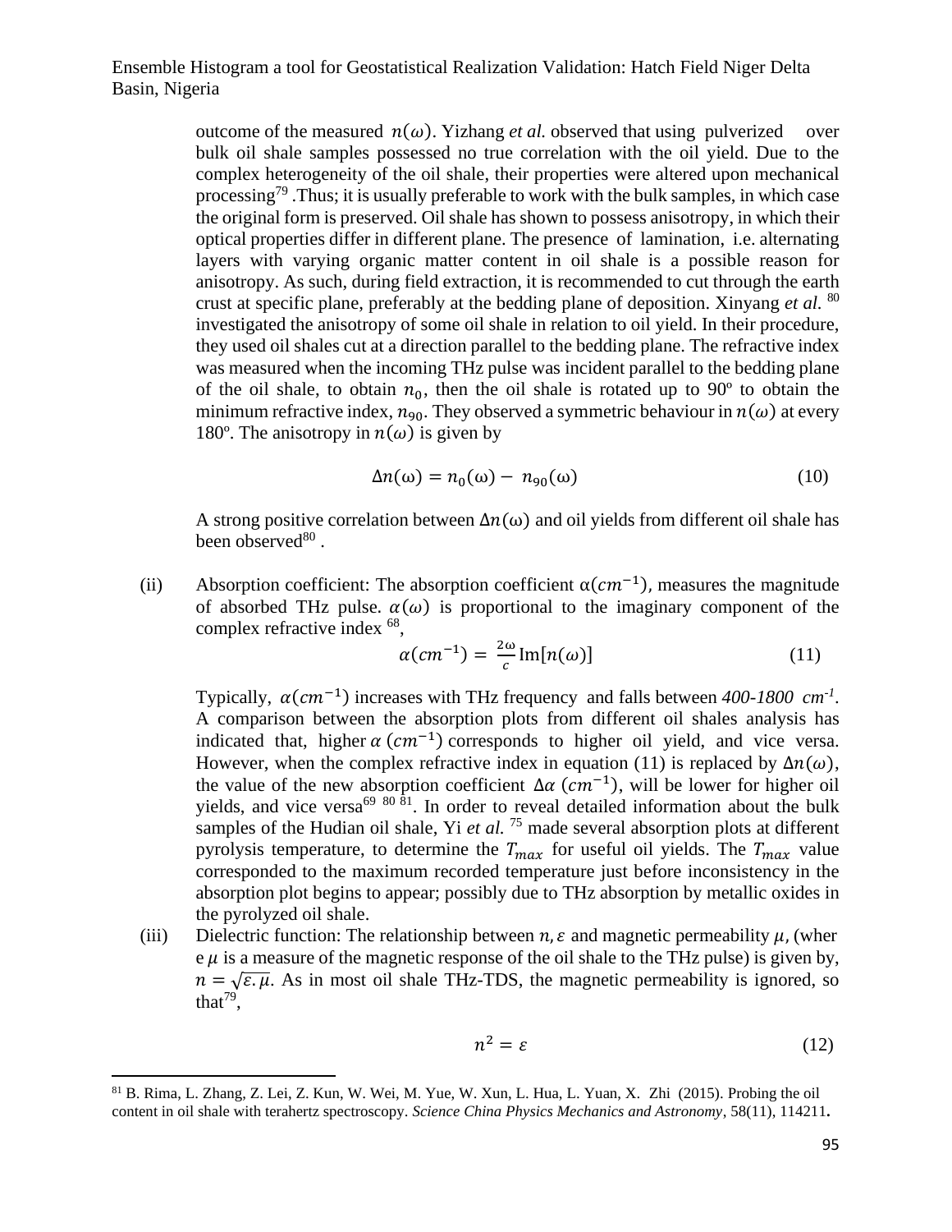outcome of the measured $n(\omega)$. Yizhang *et al.* observed that using pulverized over bulk oil shale samples possessed no true correlation with the oil yield. Due to the complex heterogeneity of the oil shale, their properties were altered upon mechanical processing[79] .Thus; it is usually preferable to work with the bulk samples, in which case the original form is preserved. Oil shale has shown to possess anisotropy, in which their optical properties differ in different plane. The presence of lamination, i.e. alternating layers with varying organic matter content in oil shale is a possible reason for anisotropy. As such, during field extraction, it is recommended to cut through the earth crust at specific plane, preferably at the bedding plane of deposition. Xinyang *et al.* [80] investigated the anisotropy of some oil shale in relation to oil yield. In their procedure, they used oil shales cut at a direction parallel to the bedding plane. The refractive index was measured when the incoming THz pulse was incident parallel to the bedding plane of the oil shale, to obtain $n_0$, then the oil shale is rotated up to 90º to obtain the minimum refractive index, $n_{90}$. They observed a symmetric behaviour in $n(\omega)$ at every 180º. The anisotropy in $n(\omega)$ is given by

$$\Delta n(\omega) = n_0(\omega) - n_{90}(\omega) \tag{10}$$

A strong positive correlation between $\Delta n(\omega)$ and oil yields from different oil shale has been observed[80] .

(ii) Absorption coefficient: The absorption coefficient $\alpha(cm^{-1})$, measures the magnitude of absorbed THz pulse. $\alpha(\omega)$ is proportional to the imaginary component of the complex refractive index [68],

$$\alpha(cm^{-1}) = \frac{2\omega}{c}\operatorname{Im}[n(\omega)] \tag{11}$$

Typically, $\alpha(cm^{-1})$ increases with THz frequency and falls between *400-1800 $cm^{-1}$*. A comparison between the absorption plots from different oil shales analysis has indicated that, higher $\alpha\,(cm^{-1})$ corresponds to higher oil yield, and vice versa. However, when the complex refractive index in equation (11) is replaced by $\Delta n(\omega)$, the value of the new absorption coefficient $\Delta\alpha\,(cm^{-1})$, will be lower for higher oil yields, and vice versa[69, 80, 81]. In order to reveal detailed information about the bulk samples of the Hudian oil shale, Yi *et al.* [75] made several absorption plots at different pyrolysis temperature, to determine the $T_{max}$ for useful oil yields. The $T_{max}$ value corresponded to the maximum recorded temperature just before inconsistency in the absorption plot begins to appear; possibly due to THz absorption by metallic oxides in the pyrolyzed oil shale.

(iii) Dielectric function: The relationship between $n, \varepsilon$ and magnetic permeability $\mu$, (where $\mu$ is a measure of the magnetic response of the oil shale to the THz pulse) is given by, $n = \sqrt{\varepsilon.\mu}$. As in most oil shale THz-TDS, the magnetic permeability is ignored, so that[79],

$$n^2 = \varepsilon \tag{12}$$

---

[81] B. Rima, L. Zhang, Z. Lei, Z. Kun, W. Wei, M. Yue, W. Xun, L. Hua, L. Yuan, X. Zhi (2015). Probing the oil content in oil shale with terahertz spectroscopy. *Science China Physics Mechanics and Astronomy*, 58(11), 114211.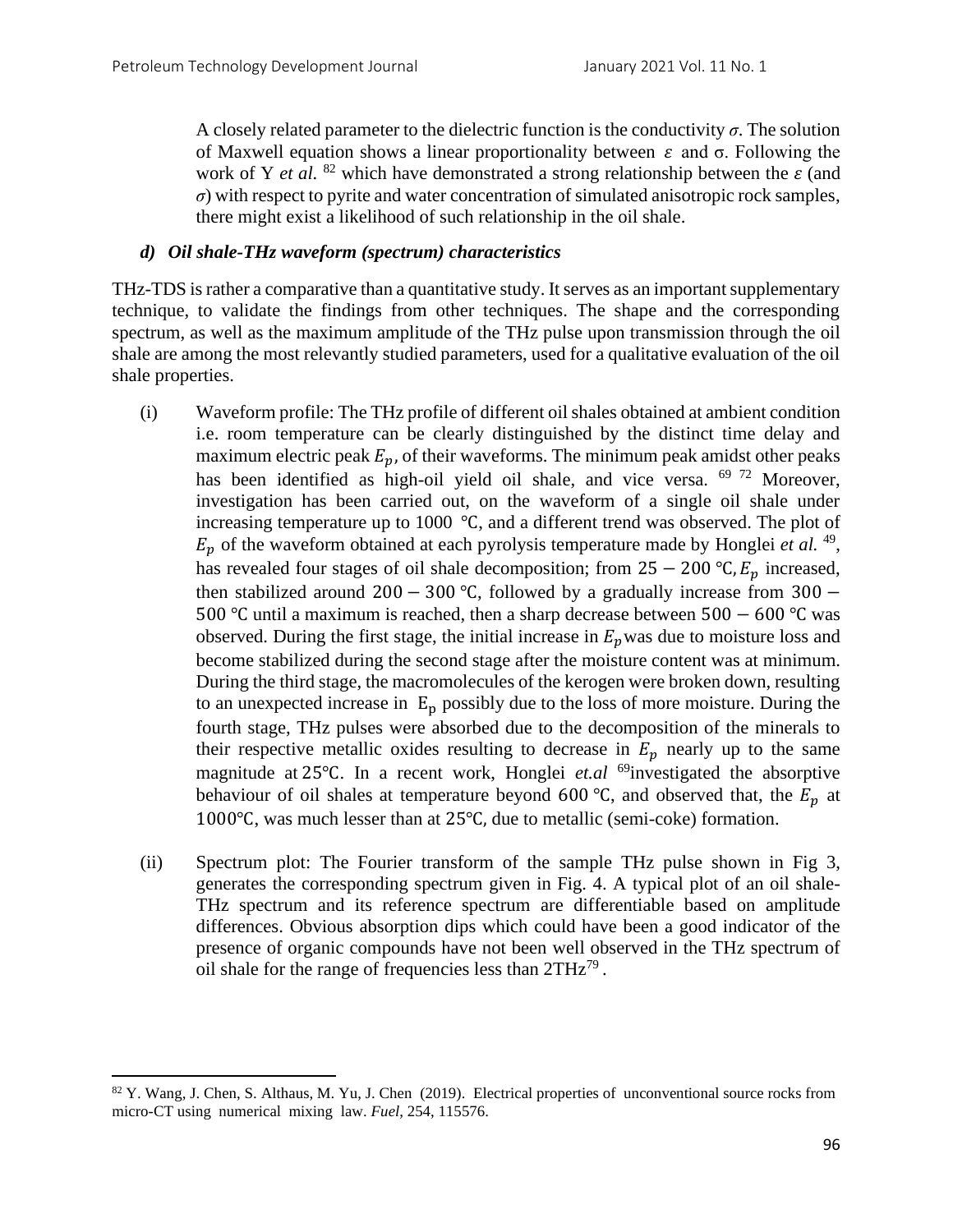A closely related parameter to the dielectric function is the conductivity $\sigma$. The solution of Maxwell equation shows a linear proportionality between $\varepsilon$ and σ. Following the work of Y *et al.* [82] which have demonstrated a strong relationship between the $\varepsilon$ (and $\sigma$) with respect to pyrite and water concentration of simulated anisotropic rock samples, there might exist a likelihood of such relationship in the oil shale.

### *d) Oil shale-THz waveform (spectrum) characteristics*

THz-TDS is rather a comparative than a quantitative study. It serves as an important supplementary technique, to validate the findings from other techniques. The shape and the corresponding spectrum, as well as the maximum amplitude of the THz pulse upon transmission through the oil shale are among the most relevantly studied parameters, used for a qualitative evaluation of the oil shale properties.

(i) Waveform profile: The THz profile of different oil shales obtained at ambient condition i.e. room temperature can be clearly distinguished by the distinct time delay and maximum electric peak $E_p$, of their waveforms. The minimum peak amidst other peaks has been identified as high-oil yield oil shale, and vice versa. [69 72] Moreover, investigation has been carried out, on the waveform of a single oil shale under increasing temperature up to 1000 ℃, and a different trend was observed. The plot of $E_p$ of the waveform obtained at each pyrolysis temperature made by Honglei *et al.* [49], has revealed four stages of oil shale decomposition; from $25 - 200$ ℃, $E_p$ increased, then stabilized around $200 - 300$ ℃, followed by a gradually increase from $300 - 500$ ℃ until a maximum is reached, then a sharp decrease between $500 - 600$ ℃ was observed. During the first stage, the initial increase in $E_p$ was due to moisture loss and become stabilized during the second stage after the moisture content was at minimum. During the third stage, the macromolecules of the kerogen were broken down, resulting to an unexpected increase in $E_p$ possibly due to the loss of more moisture. During the fourth stage, THz pulses were absorbed due to the decomposition of the minerals to their respective metallic oxides resulting to decrease in $E_p$ nearly up to the same magnitude at 25℃. In a recent work, Honglei *et.al* [69]investigated the absorptive behaviour of oil shales at temperature beyond 600 ℃, and observed that, the $E_p$ at 1000℃, was much lesser than at 25℃, due to metallic (semi-coke) formation.

(ii) Spectrum plot: The Fourier transform of the sample THz pulse shown in Fig 3, generates the corresponding spectrum given in Fig. 4. A typical plot of an oil shale-THz spectrum and its reference spectrum are differentiable based on amplitude differences. Obvious absorption dips which could have been a good indicator of the presence of organic compounds have not been well observed in the THz spectrum of oil shale for the range of frequencies less than 2THz[79].

---

[82] Y. Wang, J. Chen, S. Althaus, M. Yu, J. Chen (2019). Electrical properties of unconventional source rocks from micro-CT using numerical mixing law. *Fuel*, 254, 115576.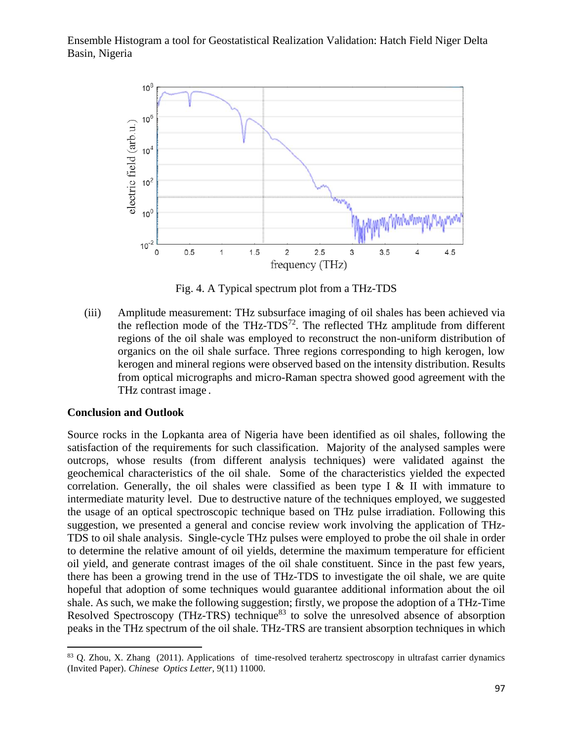Fig. 4. A Typical spectrum plot from a THz-TDS

(iii) Amplitude measurement: THz subsurface imaging of oil shales has been achieved via the reflection mode of the THz-TDS[72]. The reflected THz amplitude from different regions of the oil shale was employed to reconstruct the non-uniform distribution of organics on the oil shale surface. Three regions corresponding to high kerogen, low kerogen and mineral regions were observed based on the intensity distribution. Results from optical micrographs and micro-Raman spectra showed good agreement with the THz contrast image.

**Conclusion and Outlook**

Source rocks in the Lopkanta area of Nigeria have been identified as oil shales, following the satisfaction of the requirements for such classification. Majority of the analysed samples were outcrops, whose results (from different analysis techniques) were validated against the geochemical characteristics of the oil shale. Some of the characteristics yielded the expected correlation. Generally, the oil shales were classified as been type I & II with immature to intermediate maturity level. Due to destructive nature of the techniques employed, we suggested the usage of an optical spectroscopic technique based on THz pulse irradiation. Following this suggestion, we presented a general and concise review work involving the application of THz-TDS to oil shale analysis. Single-cycle THz pulses were employed to probe the oil shale in order to determine the relative amount of oil yields, determine the maximum temperature for efficient oil yield, and generate contrast images of the oil shale constituent. Since in the past few years, there has been a growing trend in the use of THz-TDS to investigate the oil shale, we are quite hopeful that adoption of some techniques would guarantee additional information about the oil shale. As such, we make the following suggestion; firstly, we propose the adoption of a THz-Time Resolved Spectroscopy (THz-TRS) technique[83] to solve the unresolved absence of absorption peaks in the THz spectrum of the oil shale. THz-TRS are transient absorption techniques in which

[83] Q. Zhou, X. Zhang (2011). Applications of time-resolved terahertz spectroscopy in ultrafast carrier dynamics (Invited Paper). *Chinese Optics Letter*, 9(11) 11000.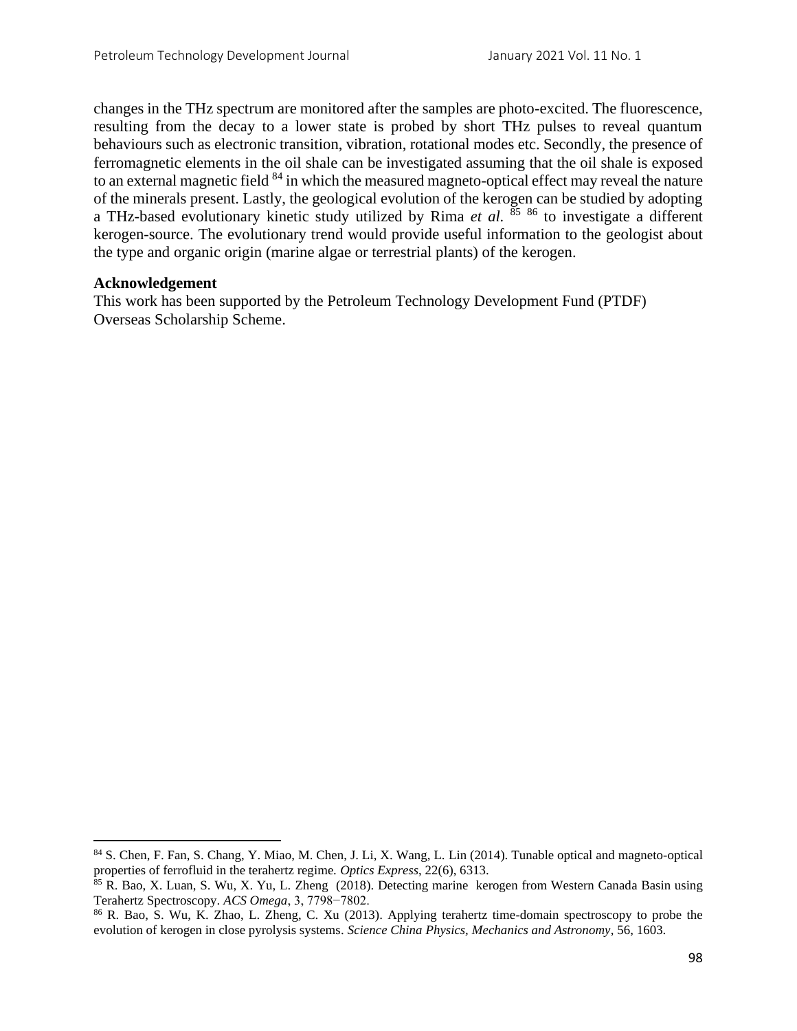changes in the THz spectrum are monitored after the samples are photo-excited. The fluorescence, resulting from the decay to a lower state is probed by short THz pulses to reveal quantum behaviours such as electronic transition, vibration, rotational modes etc. Secondly, the presence of ferromagnetic elements in the oil shale can be investigated assuming that the oil shale is exposed to an external magnetic field [84] in which the measured magneto-optical effect may reveal the nature of the minerals present. Lastly, the geological evolution of the kerogen can be studied by adopting a THz-based evolutionary kinetic study utilized by Rima *et al.* [85] [86] to investigate a different kerogen-source. The evolutionary trend would provide useful information to the geologist about the type and organic origin (marine algae or terrestrial plants) of the kerogen.

**Acknowledgement**

This work has been supported by the Petroleum Technology Development Fund (PTDF) Overseas Scholarship Scheme.

---

[84] S. Chen, F. Fan, S. Chang, Y. Miao, M. Chen, J. Li, X. Wang, L. Lin (2014). Tunable optical and magneto-optical properties of ferrofluid in the terahertz regime. *Optics Express*, 22(6), 6313.

[85] R. Bao, X. Luan, S. Wu, X. Yu, L. Zheng (2018). Detecting marine kerogen from Western Canada Basin using Terahertz Spectroscopy. *ACS Omega*, 3, 7798−7802.

[86] R. Bao, S. Wu, K. Zhao, L. Zheng, C. Xu (2013). Applying terahertz time-domain spectroscopy to probe the evolution of kerogen in close pyrolysis systems. *Science China Physics, Mechanics and Astronomy*, 56, 1603.